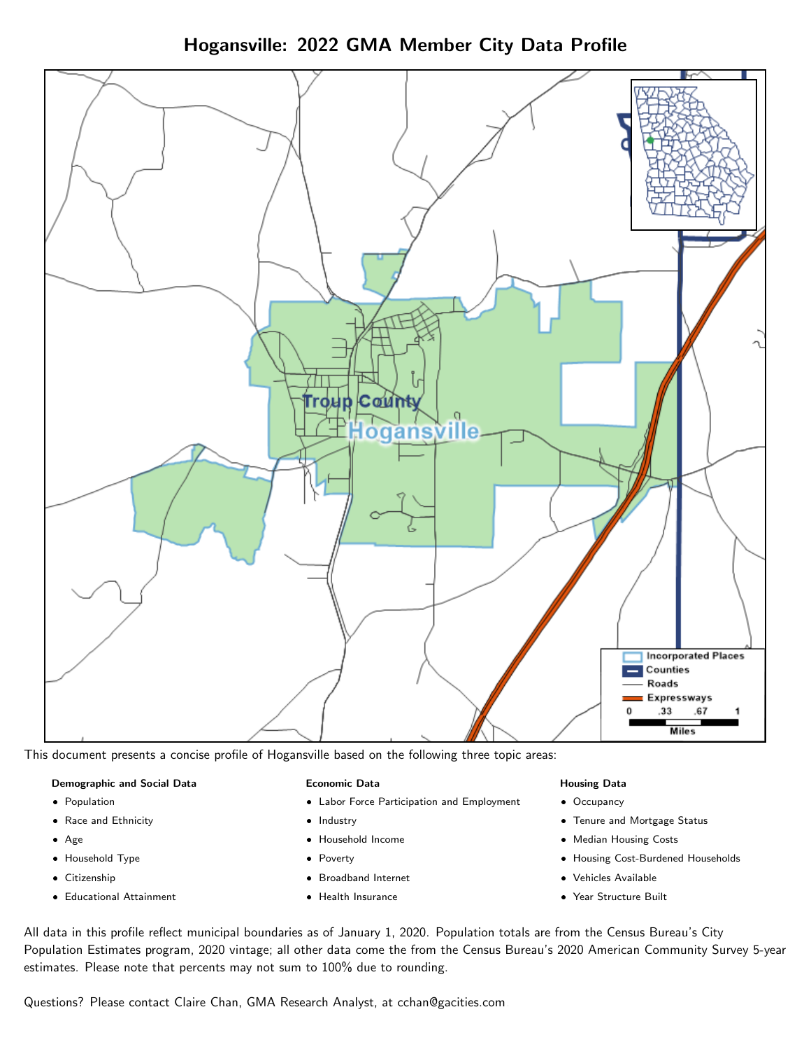# Hogansville: 2022 GMA Member City Data Profile

This document presents a concise profile of Hogansville based on the following three topic areas:

**Demographic and Social Data**

- Population
- Race and Ethnicity
- Age
- Household Type
- Citizenship
- Educational Attainment

**Economic Data**

- Labor Force Participation and Employment
- Industry
- Household Income
- Poverty
- Broadband Internet
- Health Insurance

**Housing Data**

- Occupancy
- Tenure and Mortgage Status
- Median Housing Costs
- Housing Cost-Burdened Households
- Vehicles Available
- Year Structure Built

All data in this profile reflect municipal boundaries as of January 1, 2020. Population totals are from the Census Bureau's City Population Estimates program, 2020 vintage; all other data come the from the Census Bureau's 2020 American Community Survey 5-year estimates. Please note that percents may not sum to 100% due to rounding.

Questions? Please contact Claire Chan, GMA Research Analyst, at cchan@gacities.com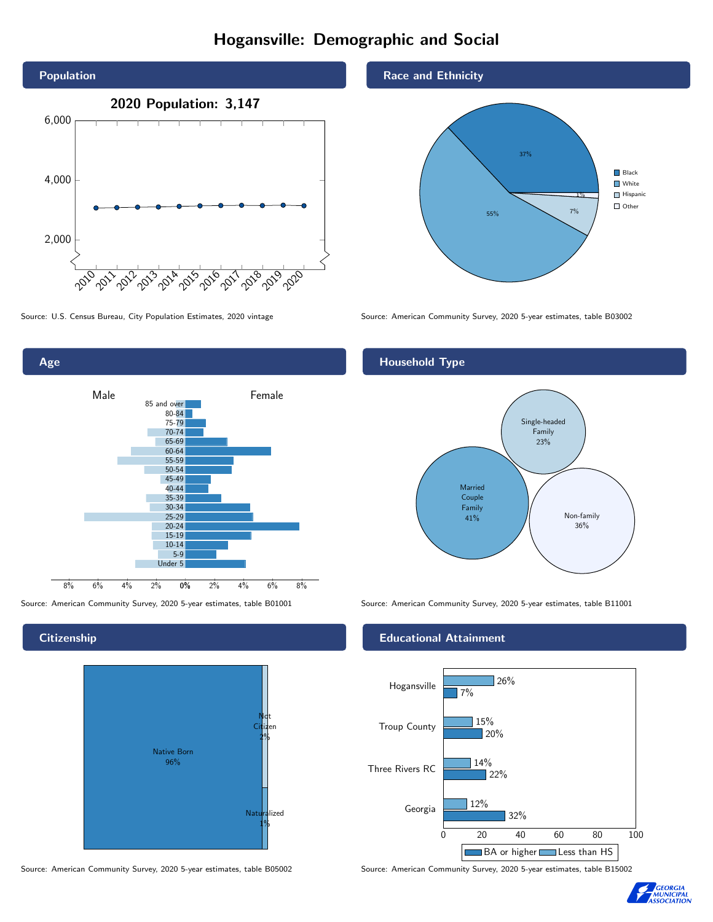# Hoogansville: Demographic and Social

## Population

**2020 Population: 3,147**

Source: U.S. Census Bureau, City Population Estimates, 2020 vintage

## Race and Ethnicity

| Race/Ethnicity | Percent |
|---|---|
| Black | 37% |
| White | 55% |
| Hispanic | 7% |
| Other | 1% |

Source: American Community Survey, 2020 5-year estimates, table B03002

## Age

Male / Female

Age groups: 85 and over, 80-84, 75-79, 70-74, 65-69, 60-64, 55-59, 50-54, 45-49, 40-44, 35-39, 30-34, 25-29, 20-24, 15-19, 10-14, 5-9, Under 5

Source: American Community Survey, 2020 5-year estimates, table B01001

## Household Type

| Household Type | Percent |
|---|---|
| Married Couple Family | 41% |
| Single-headed Family | 23% |
| Non-family | 36% |

Source: American Community Survey, 2020 5-year estimates, table B11001

## Citizenship

| Citizenship | Percent |
|---|---|
| Native Born | 96% |
| Not Citizen | 2% |
| Naturalized | 1% |

Source: American Community Survey, 2020 5-year estimates, table B05002

## Educational Attainment

| Area | Less than HS | BA or higher |
|---|---|---|
| Hogansville | 26% | 7% |
| Troup County | 15% | 20% |
| Three Rivers RC | 14% | 22% |
| Georgia | 12% | 32% |

Source: American Community Survey, 2020 5-year estimates, table B15002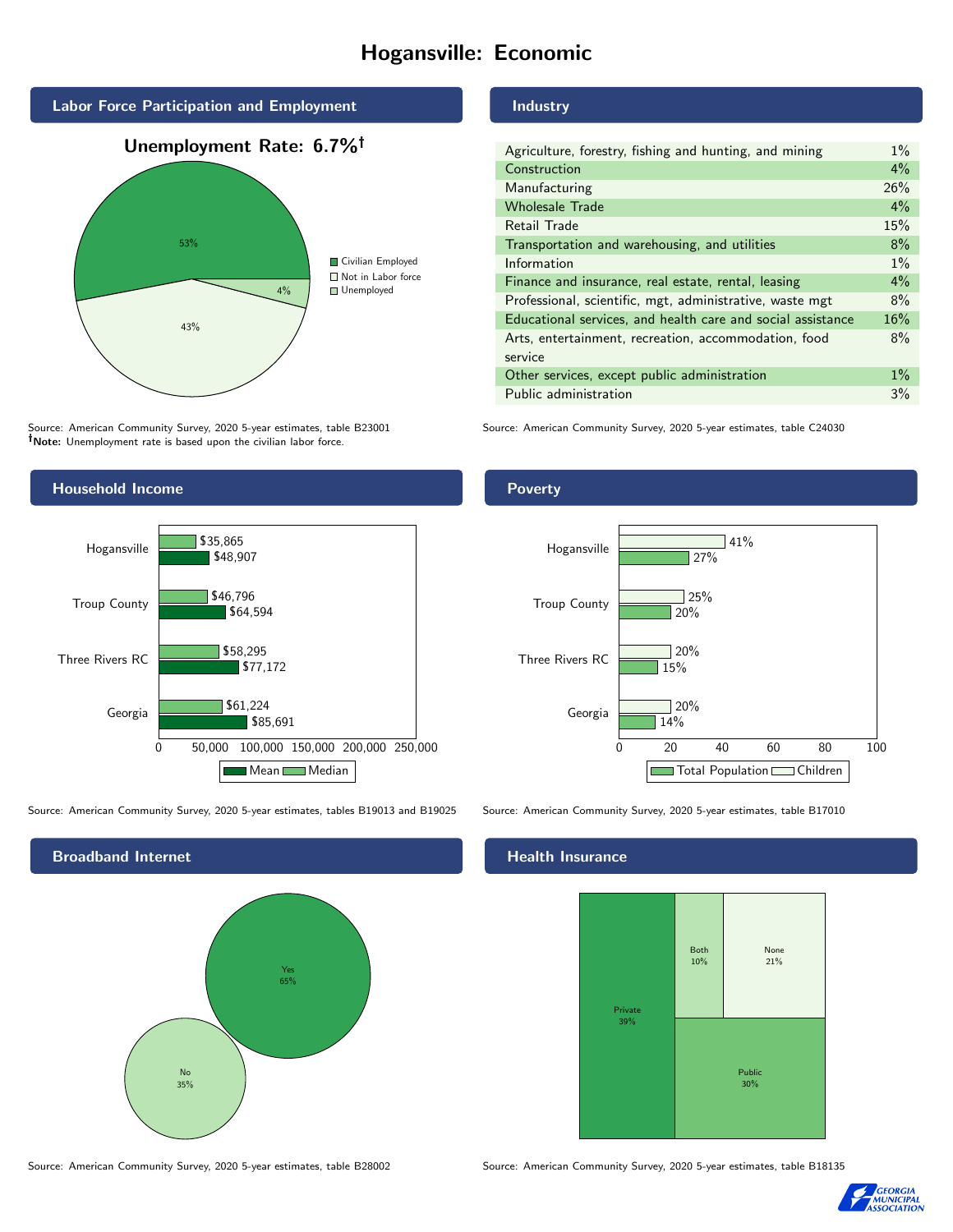# Hogansville: Economic

## Labor Force Participation and Employment

**Unemployment Rate: 6.7%†**

| Category | Percent |
|---|---|
| Civilian Employed | 53% |
| Not in Labor force | 43% |
| Unemployed | 4% |

Source: American Community Survey, 2020 5-year estimates, table B23001
**†Note:** Unemployment rate is based upon the civilian labor force.

## Industry

| Industry | Percent |
|---|---|
| Agriculture, forestry, fishing and hunting, and mining | 1% |
| Construction | 4% |
| Manufacturing | 26% |
| Wholesale Trade | 4% |
| Retail Trade | 15% |
| Transportation and warehousing, and utilities | 8% |
| Information | 1% |
| Finance and insurance, real estate, rental, leasing | 4% |
| Professional, scientific, mgt, administrative, waste mgt | 8% |
| Educational services, and health care and social assistance | 16% |
| Arts, entertainment, recreation, accommodation, food service | 8% |
| Other services, except public administration | 1% |
| Public administration | 3% |

Source: American Community Survey, 2020 5-year estimates, table C24030

## Household Income

| | Median | Mean |
|---|---|---|
| Hogansville | $35,865 | $48,907 |
| Troup County | $46,796 | $64,594 |
| Three Rivers RC | $58,295 | $77,172 |
| Georgia | $61,224 | $85,691 |

Source: American Community Survey, 2020 5-year estimates, tables B19013 and B19025

## Poverty

| | Children | Total Population |
|---|---|---|
| Hogansville | 41% | 27% |
| Troup County | 25% | 20% |
| Three Rivers RC | 20% | 15% |
| Georgia | 20% | 14% |

Source: American Community Survey, 2020 5-year estimates, table B17010

## Broadband Internet

| | Percent |
|---|---|
| Yes | 65% |
| No | 35% |

Source: American Community Survey, 2020 5-year estimates, table B28002

## Health Insurance

| | Percent |
|---|---|
| Private | 39% |
| Both | 10% |
| None | 21% |
| Public | 30% |

Source: American Community Survey, 2020 5-year estimates, table B18135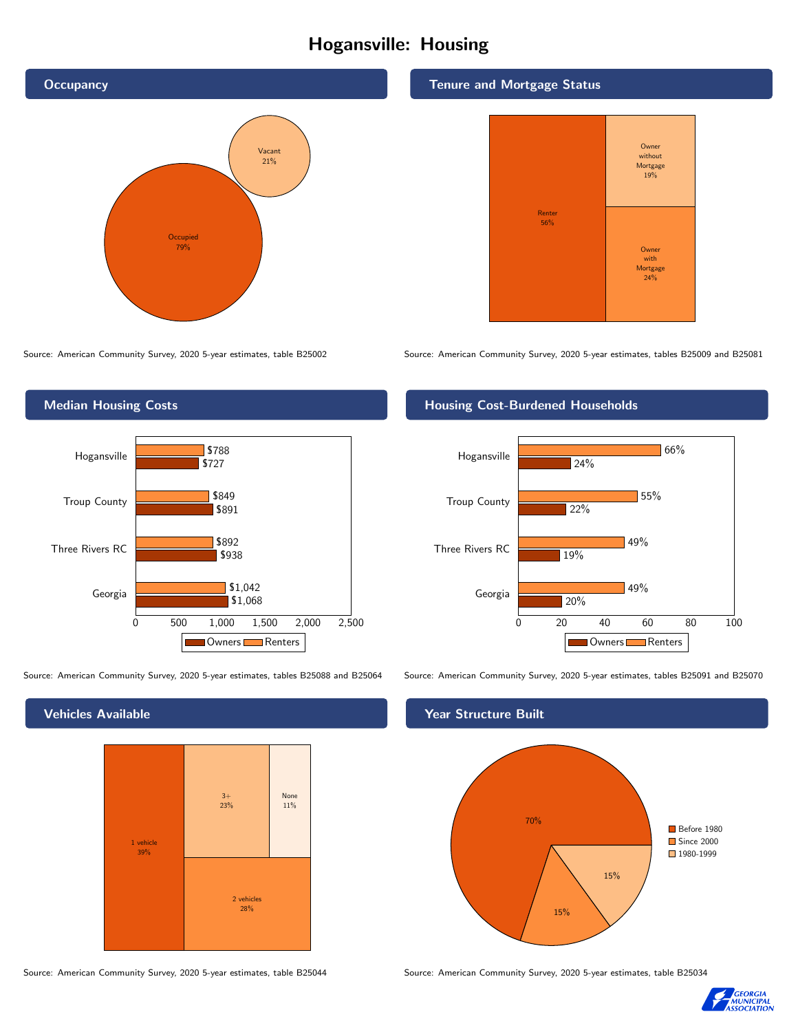# Hogansville: Housing

## Occupancy

Vacant
21%

Occupied
79%

Source: American Community Survey, 2020 5-year estimates, table B25002

## Tenure and Mortgage Status

Renter
56%

Owner without Mortgage
19%

Owner with Mortgage
24%

Source: American Community Survey, 2020 5-year estimates, tables B25009 and B25081

## Median Housing Costs

Hogansville
$788
$727

Troup County
$849
$891

Three Rivers RC
$892
$938

Georgia
$1,042
$1,068

0 500 1,000 1,500 2,000 2,500

Owners Renters

Source: American Community Survey, 2020 5-year estimates, tables B25088 and B25064

## Housing Cost-Burdened Households

Hogansville
66%
24%

Troup County
55%
22%

Three Rivers RC
49%
19%

Georgia
49%
20%

0 20 40 60 80 100

Owners Renters

Source: American Community Survey, 2020 5-year estimates, tables B25091 and B25070

## Vehicles Available

1 vehicle
39%

3+
23%

None
11%

2 vehicles
28%

Source: American Community Survey, 2020 5-year estimates, table B25044

## Year Structure Built

70%
15%
15%

Before 1980
Since 2000
1980-1999

Source: American Community Survey, 2020 5-year estimates, table B25034